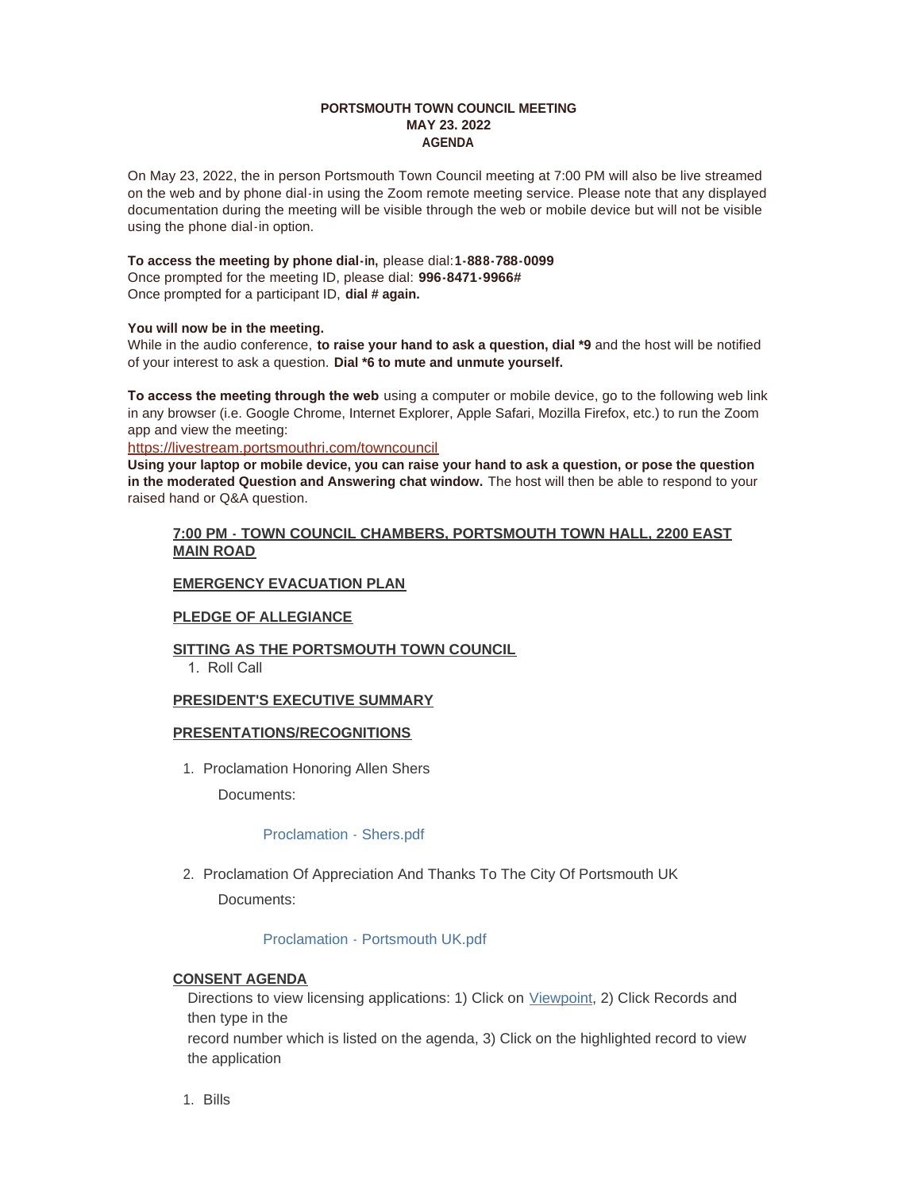**PORTSMOUTH TOWN COUNCIL MEETING**
**MAY 23. 2022**
**AGENDA**

On May 23, 2022, the in person Portsmouth Town Council meeting at 7:00 PM will also be live streamed on the web and by phone dial-in using the Zoom remote meeting service. Please note that any displayed documentation during the meeting will be visible through the web or mobile device but will not be visible using the phone dial-in option.

**To access the meeting by phone dial-in,** please dial:**1-888-788-0099**
Once prompted for the meeting ID, please dial: **996-8471-9966#**
Once prompted for a participant ID, **dial # again.**

**You will now be in the meeting.**
While in the audio conference, **to raise your hand to ask a question, dial *9** and the host will be notified of your interest to ask a question. **Dial *6 to mute and unmute yourself.**

**To access the meeting through the web** using a computer or mobile device, go to the following web link in any browser (i.e. Google Chrome, Internet Explorer, Apple Safari, Mozilla Firefox, etc.) to run the Zoom app and view the meeting:
[https://livestream.portsmouthri.com/towncouncil](https://livestream.portsmouthri.com/towncouncil)
**Using your laptop or mobile device, you can raise your hand to ask a question, or pose the question in the moderated Question and Answering chat window.** The host will then be able to respond to your raised hand or Q&A question.

**7:00 PM - TOWN COUNCIL CHAMBERS, PORTSMOUTH TOWN HALL, 2200 EAST MAIN ROAD**

**EMERGENCY EVACUATION PLAN**

**PLEDGE OF ALLEGIANCE**

**SITTING AS THE PORTSMOUTH TOWN COUNCIL**

1. Roll Call

**PRESIDENT'S EXECUTIVE SUMMARY**

**PRESENTATIONS/RECOGNITIONS**

1. Proclamation Honoring Allen Shers

   Documents:

   Proclamation - Shers.pdf

2. Proclamation Of Appreciation And Thanks To The City Of Portsmouth UK

   Documents:

   Proclamation - Portsmouth UK.pdf

**CONSENT AGENDA**

Directions to view licensing applications: 1) Click on Viewpoint, 2) Click Records and then type in the record number which is listed on the agenda, 3) Click on the highlighted record to view the application

1. Bills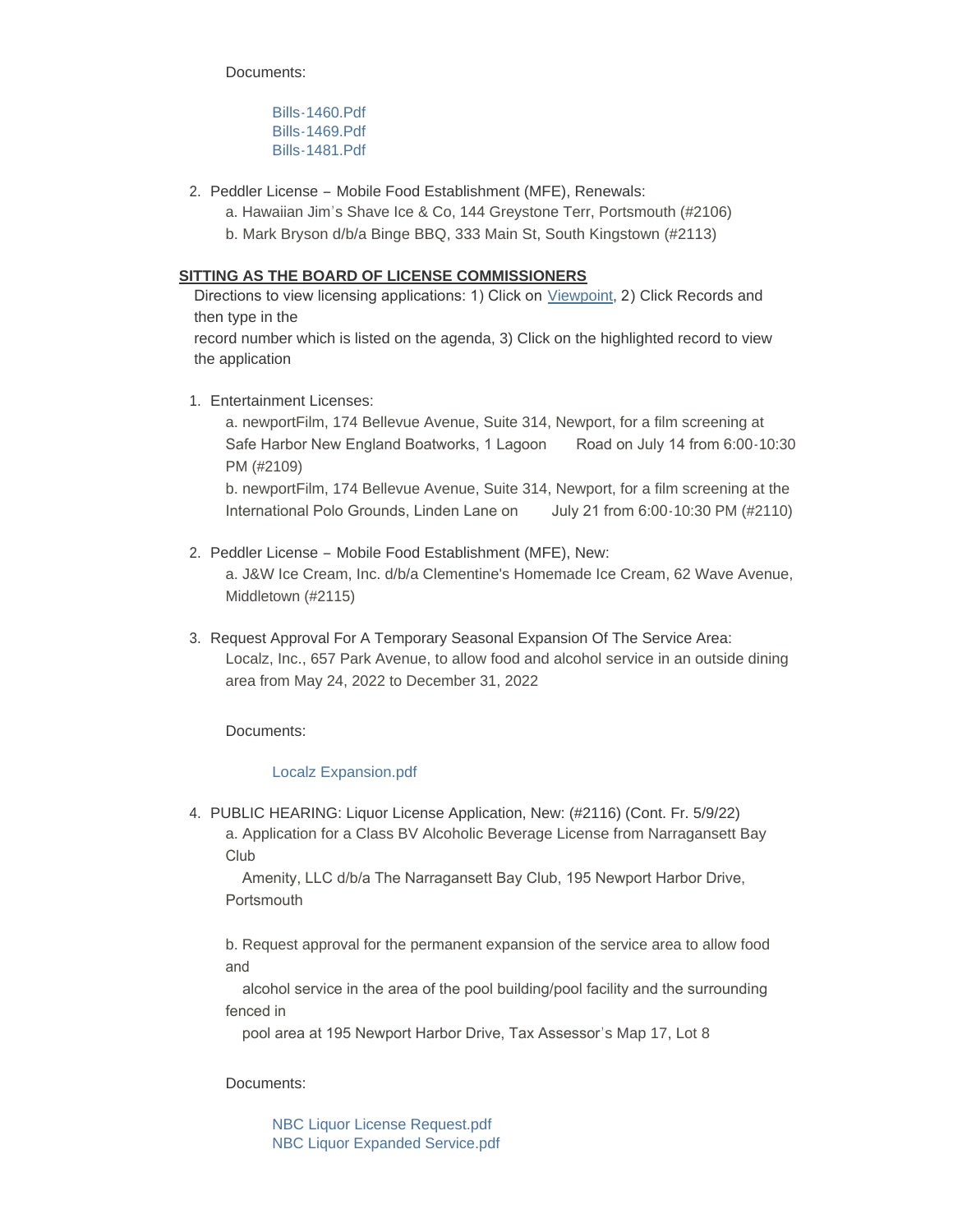Documents:

- Bills-1460.Pdf
- Bills-1469.Pdf
- Bills-1481.Pdf

2. Peddler License – Mobile Food Establishment (MFE), Renewals:
   a. Hawaiian Jim's Shave Ice & Co, 144 Greystone Terr, Portsmouth (#2106)
   b. Mark Bryson d/b/a Binge BBQ, 333 Main St, South Kingstown (#2113)

**SITTING AS THE BOARD OF LICENSE COMMISSIONERS**

Directions to view licensing applications: 1) Click on Viewpoint, 2) Click Records and then type in the record number which is listed on the agenda, 3) Click on the highlighted record to view the application

1. Entertainment Licenses:
   a. newportFilm, 174 Bellevue Avenue, Suite 314, Newport, for a film screening at Safe Harbor New England Boatworks, 1 Lagoon Road on July 14 from 6:00-10:30 PM (#2109)
   b. newportFilm, 174 Bellevue Avenue, Suite 314, Newport, for a film screening at the International Polo Grounds, Linden Lane on July 21 from 6:00-10:30 PM (#2110)

2. Peddler License – Mobile Food Establishment (MFE), New:
   a. J&W Ice Cream, Inc. d/b/a Clementine's Homemade Ice Cream, 62 Wave Avenue, Middletown (#2115)

3. Request Approval For A Temporary Seasonal Expansion Of The Service Area:
   Localz, Inc., 657 Park Avenue, to allow food and alcohol service in an outside dining area from May 24, 2022 to December 31, 2022

   Documents:

   - Localz Expansion.pdf

4. PUBLIC HEARING: Liquor License Application, New: (#2116) (Cont. Fr. 5/9/22)
   a. Application for a Class BV Alcoholic Beverage License from Narragansett Bay Club Amenity, LLC d/b/a The Narragansett Bay Club, 195 Newport Harbor Drive, Portsmouth

   b. Request approval for the permanent expansion of the service area to allow food and alcohol service in the area of the pool building/pool facility and the surrounding fenced in pool area at 195 Newport Harbor Drive, Tax Assessor's Map 17, Lot 8

   Documents:

   - NBC Liquor License Request.pdf
   - NBC Liquor Expanded Service.pdf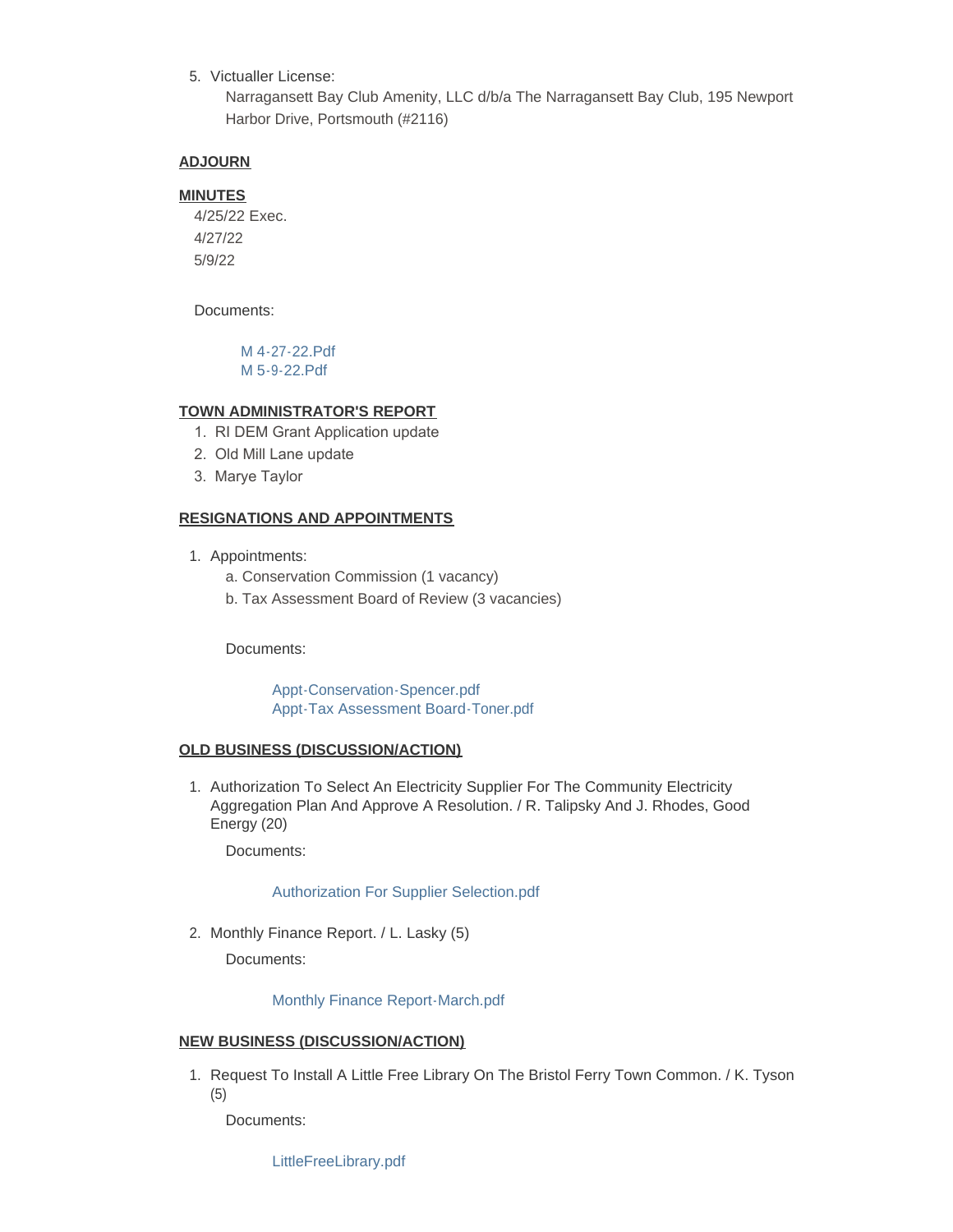5. Victualler License:
   Narragansett Bay Club Amenity, LLC d/b/a The Narragansett Bay Club, 195 Newport Harbor Drive, Portsmouth (#2116)

## ADJOURN

## MINUTES

4/25/22 Exec.
4/27/22
5/9/22

Documents:

M 4-27-22.Pdf
M 5-9-22.Pdf

## TOWN ADMINISTRATOR'S REPORT

1. RI DEM Grant Application update
2. Old Mill Lane update
3. Marye Taylor

## RESIGNATIONS AND APPOINTMENTS

1. Appointments:
   a. Conservation Commission (1 vacancy)
   b. Tax Assessment Board of Review (3 vacancies)

   Documents:

   Appt-Conservation-Spencer.pdf
   Appt-Tax Assessment Board-Toner.pdf

## OLD BUSINESS (DISCUSSION/ACTION)

1. Authorization To Select An Electricity Supplier For The Community Electricity Aggregation Plan And Approve A Resolution. / R. Talipsky And J. Rhodes, Good Energy (20)

   Documents:

   Authorization For Supplier Selection.pdf

2. Monthly Finance Report. / L. Lasky (5)

   Documents:

   Monthly Finance Report-March.pdf

## NEW BUSINESS (DISCUSSION/ACTION)

1. Request To Install A Little Free Library On The Bristol Ferry Town Common. / K. Tyson (5)

   Documents:

   LittleFreeLibrary.pdf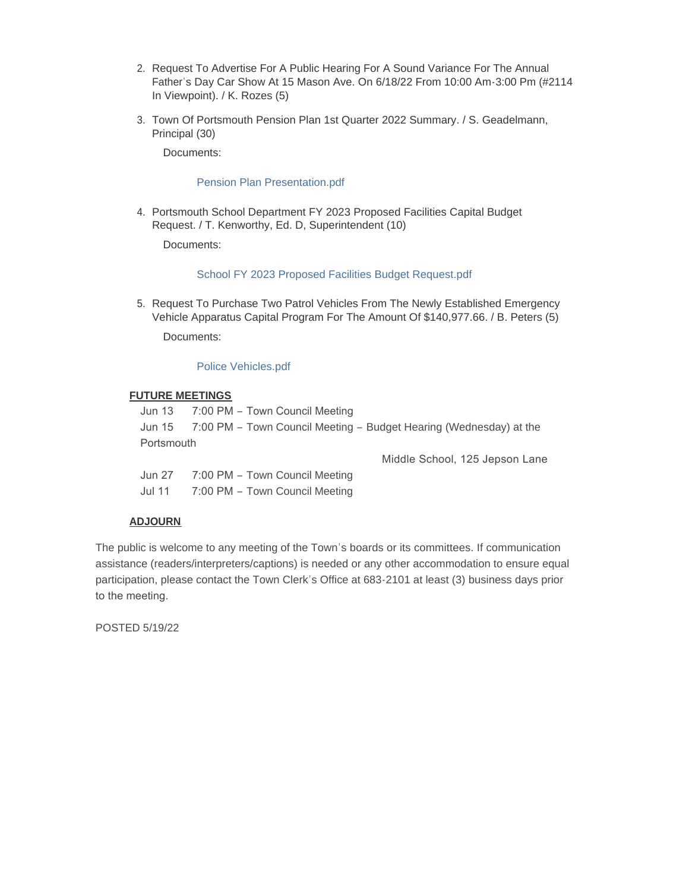2. Request To Advertise For A Public Hearing For A Sound Variance For The Annual Father's Day Car Show At 15 Mason Ave. On 6/18/22 From 10:00 Am-3:00 Pm (#2114 In Viewpoint). / K. Rozes (5)

3. Town Of Portsmouth Pension Plan 1st Quarter 2022 Summary. / S. Geadelmann, Principal (30)

   Documents:

   Pension Plan Presentation.pdf

4. Portsmouth School Department FY 2023 Proposed Facilities Capital Budget Request. / T. Kenworthy, Ed. D, Superintendent (10)

   Documents:

   School FY 2023 Proposed Facilities Budget Request.pdf

5. Request To Purchase Two Patrol Vehicles From The Newly Established Emergency Vehicle Apparatus Capital Program For The Amount Of $140,977.66. / B. Peters (5)

   Documents:

   Police Vehicles.pdf

**FUTURE MEETINGS**

Jun 13 7:00 PM – Town Council Meeting

Jun 15 7:00 PM – Town Council Meeting – Budget Hearing (Wednesday) at the Portsmouth Middle School, 125 Jepson Lane

Jun 27 7:00 PM – Town Council Meeting

Jul 11 7:00 PM – Town Council Meeting

**ADJOURN**

The public is welcome to any meeting of the Town's boards or its committees. If communication assistance (readers/interpreters/captions) is needed or any other accommodation to ensure equal participation, please contact the Town Clerk's Office at 683-2101 at least (3) business days prior to the meeting.

POSTED 5/19/22